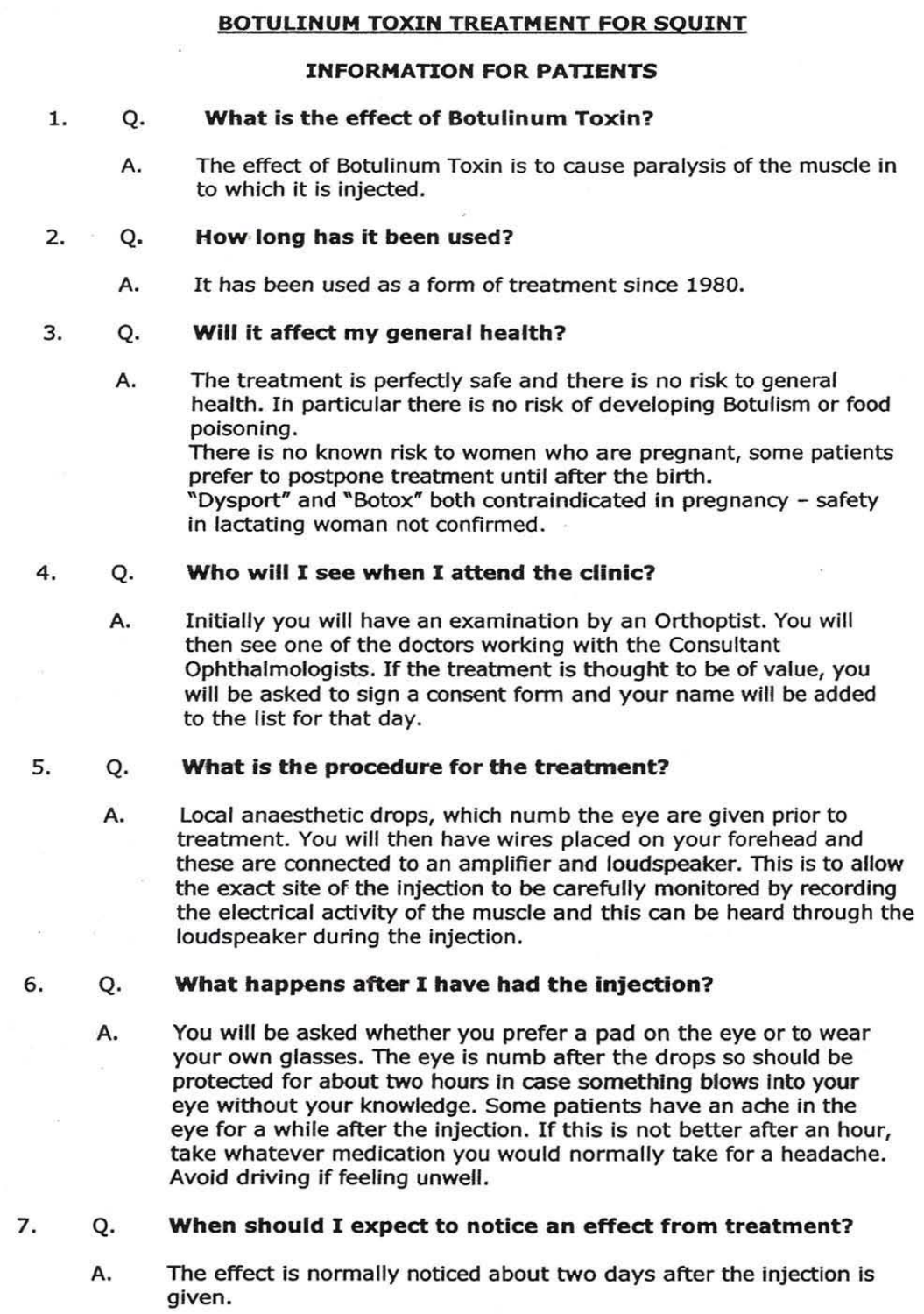# BOTULINUM TOXIN TREATMENT FOR SQUINT

## INFORMATION FOR PATIENTS

1. **Q. What is the effect of Botulinum Toxin?**

   A. The effect of Botulinum Toxin is to cause paralysis of the muscle in to which it is injected.

2. **Q. How long has it been used?**

   A. It has been used as a form of treatment since 1980.

3. **Q. Will it affect my general health?**

   A. The treatment is perfectly safe and there is no risk to general health. In particular there is no risk of developing Botulism or food poisoning.
   There is no known risk to women who are pregnant, some patients prefer to postpone treatment until after the birth.
   "Dysport" and "Botox" both contraindicated in pregnancy – safety in lactating woman not confirmed.

4. **Q. Who will I see when I attend the clinic?**

   A. Initially you will have an examination by an Orthoptist. You will then see one of the doctors working with the Consultant Ophthalmologists. If the treatment is thought to be of value, you will be asked to sign a consent form and your name will be added to the list for that day.

5. **Q. What is the procedure for the treatment?**

   A. Local anaesthetic drops, which numb the eye are given prior to treatment. You will then have wires placed on your forehead and these are connected to an amplifier and loudspeaker. This is to allow the exact site of the injection to be carefully monitored by recording the electrical activity of the muscle and this can be heard through the loudspeaker during the injection.

6. **Q. What happens after I have had the injection?**

   A. You will be asked whether you prefer a pad on the eye or to wear your own glasses. The eye is numb after the drops so should be protected for about two hours in case something blows into your eye without your knowledge. Some patients have an ache in the eye for a while after the injection. If this is not better after an hour, take whatever medication you would normally take for a headache. Avoid driving if feeling unwell.

7. **Q. When should I expect to notice an effect from treatment?**

   A. The effect is normally noticed about two days after the injection is given.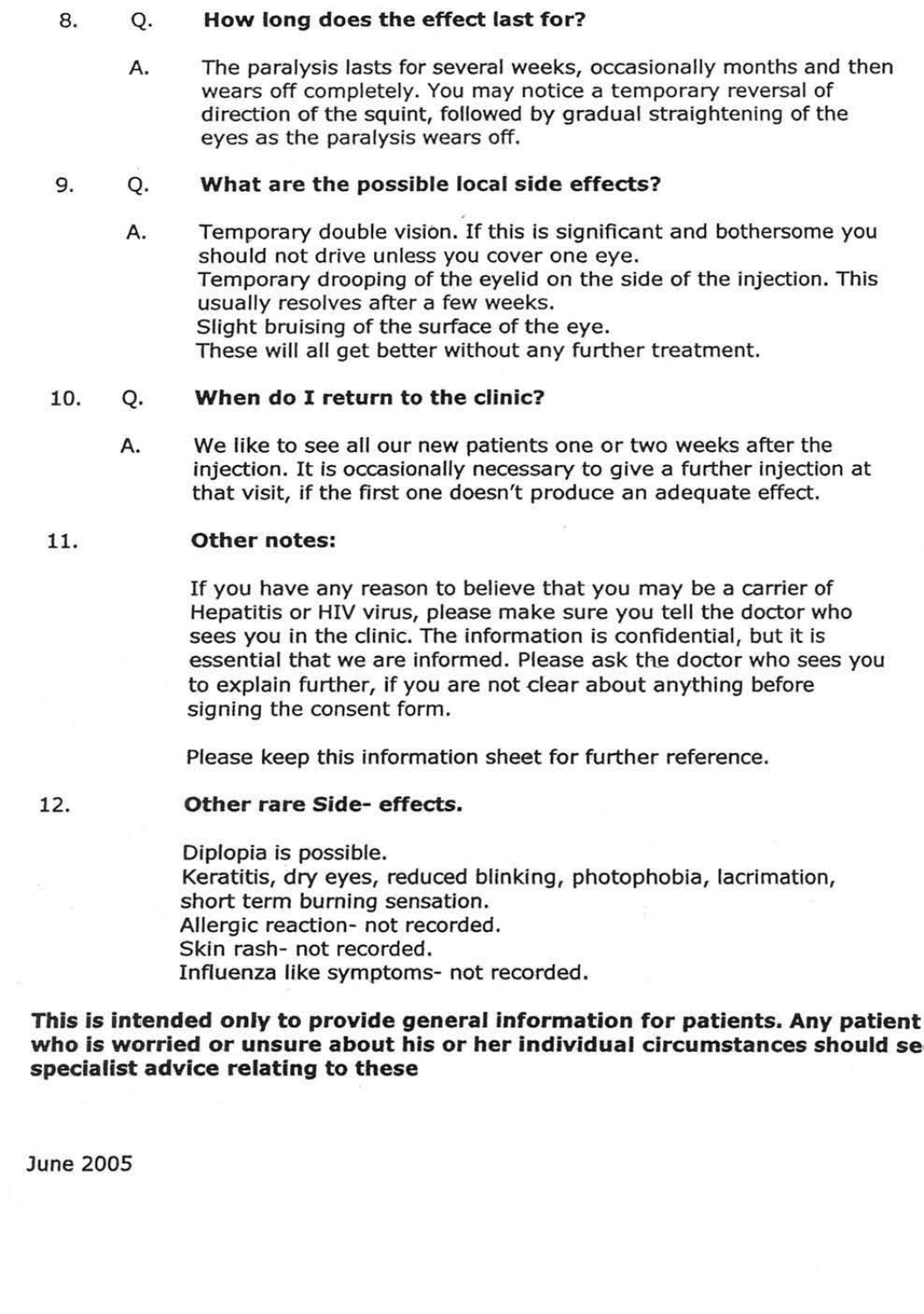8. **Q. How long does the effect last for?**

   A. The paralysis lasts for several weeks, occasionally months and then wears off completely. You may notice a temporary reversal of direction of the squint, followed by gradual straightening of the eyes as the paralysis wears off.

9. **Q. What are the possible local side effects?**

   A. Temporary double vision. If this is significant and bothersome you should not drive unless you cover one eye.
   Temporary drooping of the eyelid on the side of the injection. This usually resolves after a few weeks.
   Slight bruising of the surface of the eye.
   These will all get better without any further treatment.

10. **Q. When do I return to the clinic?**

    A. We like to see all our new patients one or two weeks after the injection. It is occasionally necessary to give a further injection at that visit, if the first one doesn't produce an adequate effect.

11. **Other notes:**

    If you have any reason to believe that you may be a carrier of Hepatitis or HIV virus, please make sure you tell the doctor who sees you in the clinic. The information is confidential, but it is essential that we are informed. Please ask the doctor who sees you to explain further, if you are not clear about anything before signing the consent form.

    Please keep this information sheet for further reference.

12. **Other rare Side- effects.**

    Diplopia is possible.
    Keratitis, dry eyes, reduced blinking, photophobia, lacrimation, short term burning sensation.
    Allergic reaction- not recorded.
    Skin rash- not recorded.
    Influenza like symptoms- not recorded.

**This is intended only to provide general information for patients. Any patient who is worried or unsure about his or her individual circumstances should seek specialist advice relating to these**

June 2005